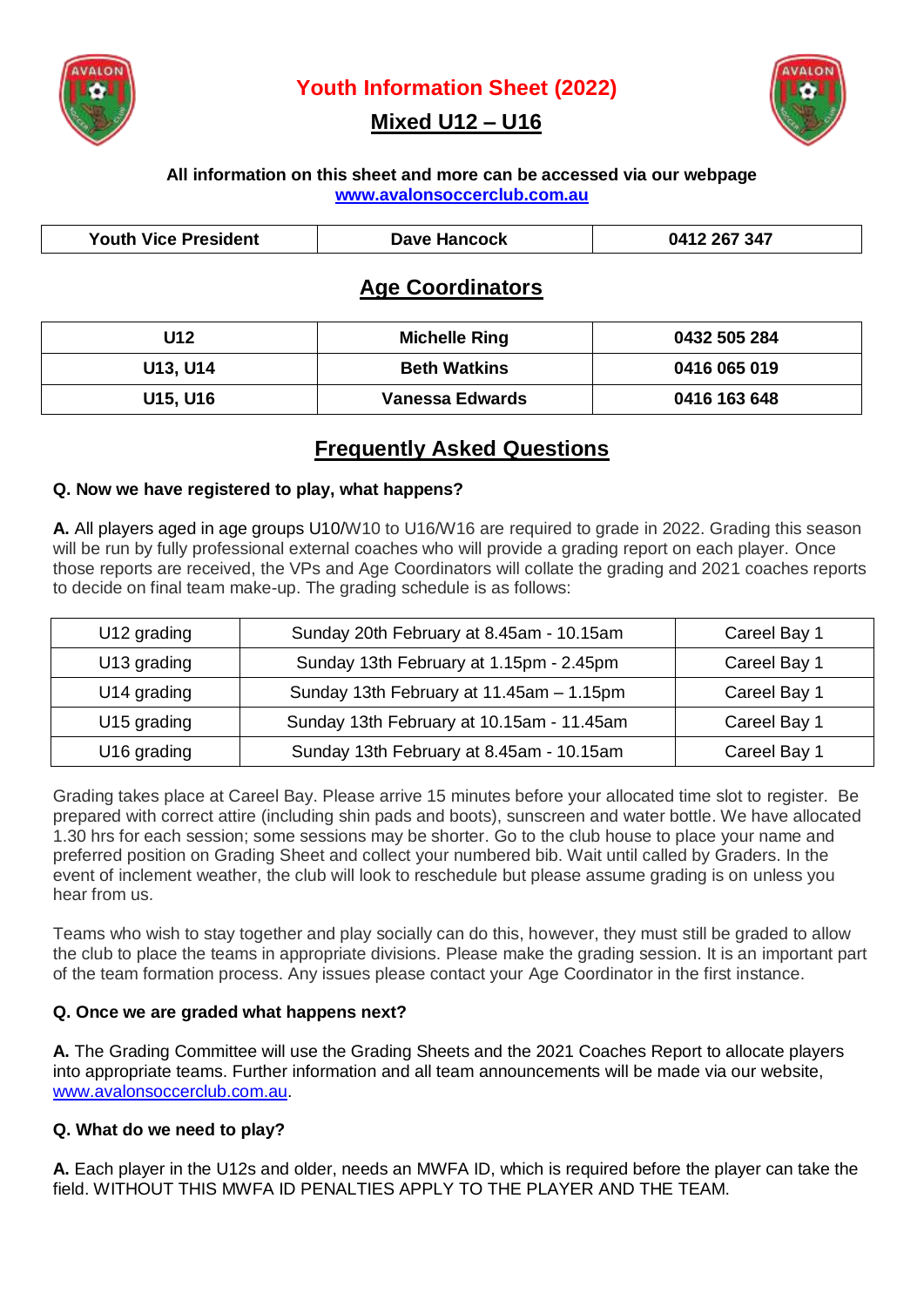# Youth Information Sheet (2022)

## Mixed U12 – U16

**All information on this sheet and more can be accessed via our webpage**
**www.avalonsoccerclub.com.au**

| Youth Vice President | Dave Hancock | 0412 267 347 |
|---|---|---|

## Age Coordinators

| U12 | Michelle Ring | 0432 505 284 |
|---|---|---|
| U13, U14 | Beth Watkins | 0416 065 019 |
| U15, U16 | Vanessa Edwards | 0416 163 648 |

## Frequently Asked Questions

**Q. Now we have registered to play, what happens?**

**A.** All players aged in age groups U10/W10 to U16/W16 are required to grade in 2022. Grading this season will be run by fully professional external coaches who will provide a grading report on each player. Once those reports are received, the VPs and Age Coordinators will collate the grading and 2021 coaches reports to decide on final team make-up. The grading schedule is as follows:

| U12 grading | Sunday 20th February at 8.45am - 10.15am | Careel Bay 1 |
|---|---|---|
| U13 grading | Sunday 13th February at 1.15pm - 2.45pm | Careel Bay 1 |
| U14 grading | Sunday 13th February at 11.45am – 1.15pm | Careel Bay 1 |
| U15 grading | Sunday 13th February at 10.15am - 11.45am | Careel Bay 1 |
| U16 grading | Sunday 13th February at 8.45am - 10.15am | Careel Bay 1 |

Grading takes place at Careel Bay. Please arrive 15 minutes before your allocated time slot to register. Be prepared with correct attire (including shin pads and boots), sunscreen and water bottle. We have allocated 1.30 hrs for each session; some sessions may be shorter. Go to the club house to place your name and preferred position on Grading Sheet and collect your numbered bib. Wait until called by Graders. In the event of inclement weather, the club will look to reschedule but please assume grading is on unless you hear from us.

Teams who wish to stay together and play socially can do this, however, they must still be graded to allow the club to place the teams in appropriate divisions. Please make the grading session. It is an important part of the team formation process. Any issues please contact your Age Coordinator in the first instance.

**Q. Once we are graded what happens next?**

**A.** The Grading Committee will use the Grading Sheets and the 2021 Coaches Report to allocate players into appropriate teams. Further information and all team announcements will be made via our website, www.avalonsoccerclub.com.au.

**Q. What do we need to play?**

**A.** Each player in the U12s and older, needs an MWFA ID, which is required before the player can take the field. WITHOUT THIS MWFA ID PENALTIES APPLY TO THE PLAYER AND THE TEAM.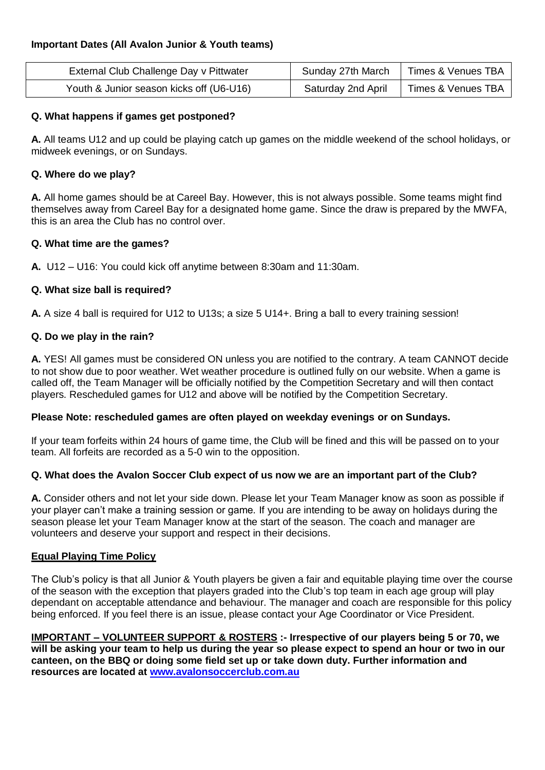**Important Dates (All Avalon Junior & Youth teams)**

| | | |
|---|---|---|
| External Club Challenge Day v Pittwater | Sunday 27th March | Times & Venues TBA |
| Youth & Junior season kicks off (U6-U16) | Saturday 2nd April | Times & Venues TBA |

**Q. What happens if games get postponed?**

**A.** All teams U12 and up could be playing catch up games on the middle weekend of the school holidays, or midweek evenings, or on Sundays.

**Q. Where do we play?**

**A.** All home games should be at Careel Bay. However, this is not always possible. Some teams might find themselves away from Careel Bay for a designated home game. Since the draw is prepared by the MWFA, this is an area the Club has no control over.

**Q. What time are the games?**

**A.** U12 – U16: You could kick off anytime between 8:30am and 11:30am.

**Q. What size ball is required?**

**A.** A size 4 ball is required for U12 to U13s; a size 5 U14+. Bring a ball to every training session!

**Q. Do we play in the rain?**

**A.** YES! All games must be considered ON unless you are notified to the contrary. A team CANNOT decide to not show due to poor weather. Wet weather procedure is outlined fully on our website. When a game is called off, the Team Manager will be officially notified by the Competition Secretary and will then contact players. Rescheduled games for U12 and above will be notified by the Competition Secretary.

**Please Note: rescheduled games are often played on weekday evenings or on Sundays.**

If your team forfeits within 24 hours of game time, the Club will be fined and this will be passed on to your team. All forfeits are recorded as a 5-0 win to the opposition.

**Q. What does the Avalon Soccer Club expect of us now we are an important part of the Club?**

**A.** Consider others and not let your side down. Please let your Team Manager know as soon as possible if your player can't make a training session or game. If you are intending to be away on holidays during the season please let your Team Manager know at the start of the season. The coach and manager are volunteers and deserve your support and respect in their decisions.

**Equal Playing Time Policy**

The Club's policy is that all Junior & Youth players be given a fair and equitable playing time over the course of the season with the exception that players graded into the Club's top team in each age group will play dependant on acceptable attendance and behaviour. The manager and coach are responsible for this policy being enforced. If you feel there is an issue, please contact your Age Coordinator or Vice President.

**IMPORTANT – VOLUNTEER SUPPORT & ROSTERS :- Irrespective of our players being 5 or 70, we will be asking your team to help us during the year so please expect to spend an hour or two in our canteen, on the BBQ or doing some field set up or take down duty. Further information and resources are located at [www.avalonsoccerclub.com.au](http://www.avalonsoccerclub.com.au)**